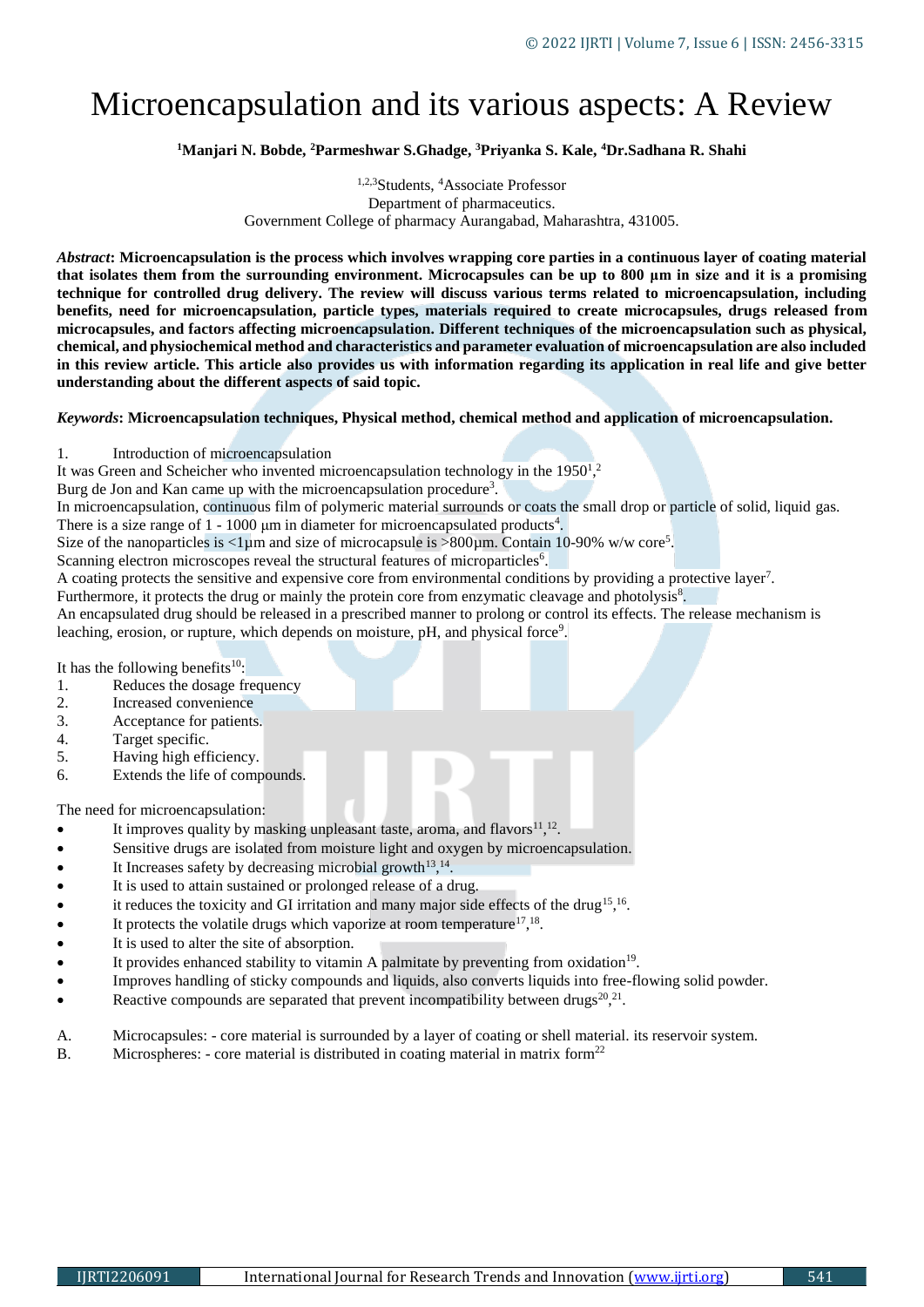# Microencapsulation and its various aspects: A Review

**[1]Manjari N. Bobde, [2]Parmeshwar S.Ghadge, [3]Priyanka S. Kale, [4]Dr.Sadhana R. Shahi**

[1,2,3]Students, [4]Associate Professor
Department of pharmaceutics.
Government College of pharmacy Aurangabad, Maharashtra, 431005.

***Abstract*: Microencapsulation is the process which involves wrapping core parties in a continuous layer of coating material that isolates them from the surrounding environment. Microcapsules can be up to 800 µm in size and it is a promising technique for controlled drug delivery. The review will discuss various terms related to microencapsulation, including benefits, need for microencapsulation, particle types, materials required to create microcapsules, drugs released from microcapsules, and factors affecting microencapsulation. Different techniques of the microencapsulation such as physical, chemical, and physiochemical method and characteristics and parameter evaluation of microencapsulation are also included in this review article. This article also provides us with information regarding its application in real life and give better understanding about the different aspects of said topic.**

***Keywords*: Microencapsulation techniques, Physical method, chemical method and application of microencapsulation.**

1. Introduction of microencapsulation

It was Green and Scheicher who invented microencapsulation technology in the 1950[1,2]

Burg de Jon and Kan came up with the microencapsulation procedure[3].

In microencapsulation, continuous film of polymeric material surrounds or coats the small drop or particle of solid, liquid gas.

There is a size range of 1 - 1000 µm in diameter for microencapsulated products[4].

Size of the nanoparticles is <1µm and size of microcapsule is >800µm. Contain 10-90% w/w core[5].

Scanning electron microscopes reveal the structural features of microparticles[6].

A coating protects the sensitive and expensive core from environmental conditions by providing a protective layer[7].

Furthermore, it protects the drug or mainly the protein core from enzymatic cleavage and photolysis[8].

An encapsulated drug should be released in a prescribed manner to prolong or control its effects. The release mechanism is leaching, erosion, or rupture, which depends on moisture, pH, and physical force[9].

It has the following benefits[10]:

1. Reduces the dosage frequency
2. Increased convenience
3. Acceptance for patients.
4. Target specific.
5. Having high efficiency.
6. Extends the life of compounds.

The need for microencapsulation:

- It improves quality by masking unpleasant taste, aroma, and flavors[11,12].
- Sensitive drugs are isolated from moisture light and oxygen by microencapsulation.
- It Increases safety by decreasing microbial growth[13,14].
- It is used to attain sustained or prolonged release of a drug.
- it reduces the toxicity and GI irritation and many major side effects of the drug[15,16].
- It protects the volatile drugs which vaporize at room temperature[17,18].
- It is used to alter the site of absorption.
- It provides enhanced stability to vitamin A palmitate by preventing from oxidation[19].
- Improves handling of sticky compounds and liquids, also converts liquids into free-flowing solid powder.
- Reactive compounds are separated that prevent incompatibility between drugs[20,21].

A. Microcapsules: - core material is surrounded by a layer of coating or shell material. its reservoir system.

B. Microspheres: - core material is distributed in coating material in matrix form[22]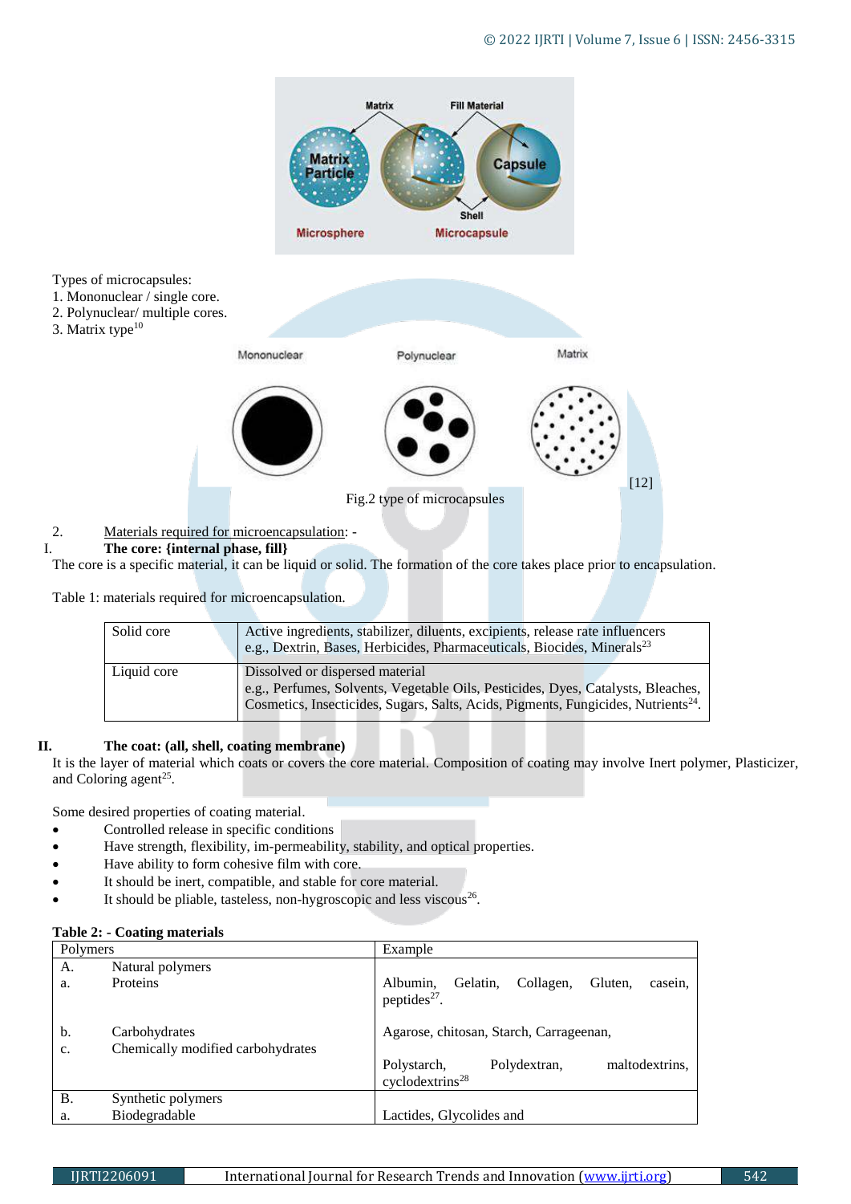Types of microcapsules:
1. Mononuclear / single core.
2. Polynuclear/ multiple cores.
3. Matrix type[10]

[12]

Fig.2 type of microcapsules

2. Materials required for microencapsulation: -

I. **The core: {internal phase, fill}**

The core is a specific material, it can be liquid or solid. The formation of the core takes place prior to encapsulation.

Table 1: materials required for microencapsulation.

| | |
|---|---|
| Solid core | Active ingredients, stabilizer, diluents, excipients, release rate influencers e.g., Dextrin, Bases, Herbicides, Pharmaceuticals, Biocides, Minerals[23] |
| Liquid core | Dissolved or dispersed material e.g., Perfumes, Solvents, Vegetable Oils, Pesticides, Dyes, Catalysts, Bleaches, Cosmetics, Insecticides, Sugars, Salts, Acids, Pigments, Fungicides, Nutrients[24]. |

II. **The coat: (all, shell, coating membrane)**

It is the layer of material which coats or covers the core material. Composition of coating may involve Inert polymer, Plasticizer, and Coloring agent[25].

Some desired properties of coating material.

- Controlled release in specific conditions
- Have strength, flexibility, im-permeability, stability, and optical properties.
- Have ability to form cohesive film with core.
- It should be inert, compatible, and stable for core material.
- It should be pliable, tasteless, non-hygroscopic and less viscous[26].

**Table 2: - Coating materials**

| Polymers | Example |
|---|---|
| A. Natural polymers<br>a. Proteins | Albumin, Gelatin, Collagen, Gluten, casein, peptides[27]. |
| b. Carbohydrates | Agarose, chitosan, Starch, Carrageenan, |
| c. Chemically modified carbohydrates | Polystarch, Polydextran, maltodextrins, cyclodextrins[28] |
| B. Synthetic polymers<br>a. Biodegradable | Lactides, Glycolides and |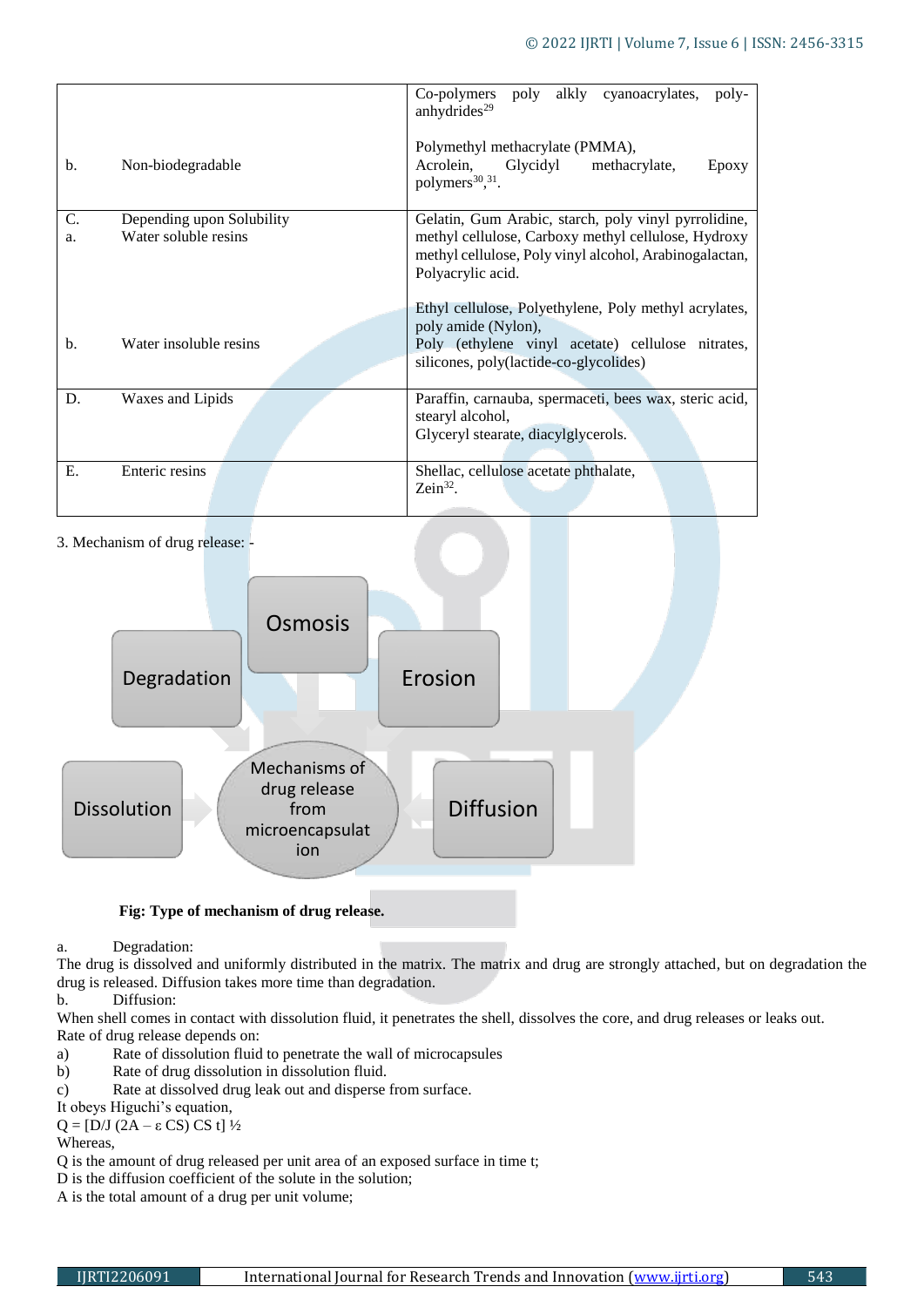|  |  | Co-polymers poly alkly cyanoacrylates, poly-anhydrides[29] |
|---|---|---|
| b. | Non-biodegradable | Polymethyl methacrylate (PMMA), Acrolein, Glycidyl methacrylate, Epoxy polymers[30,31]. |
| C. | Depending upon Solubility |  |
| a. | Water soluble resins | Gelatin, Gum Arabic, starch, poly vinyl pyrrolidine, methyl cellulose, Carboxy methyl cellulose, Hydroxy methyl cellulose, Poly vinyl alcohol, Arabinogalactan, Polyacrylic acid. |
| b. | Water insoluble resins | Ethyl cellulose, Polyethylene, Poly methyl acrylates, poly amide (Nylon), Poly (ethylene vinyl acetate) cellulose nitrates, silicones, poly(lactide-co-glycolides) |
| D. | Waxes and Lipids | Paraffin, carnauba, spermaceti, bees wax, steric acid, stearyl alcohol, Glyceryl stearate, diacylglycerols. |
| E. | Enteric resins | Shellac, cellulose acetate phthalate, Zein[32]. |

3. Mechanism of drug release: -

Osmosis

Degradation

Erosion

Dissolution

Mechanisms of drug release from microencapsulation

Diffusion

**Fig: Type of mechanism of drug release.**

a. Degradation:

The drug is dissolved and uniformly distributed in the matrix. The matrix and drug are strongly attached, but on degradation the drug is released. Diffusion takes more time than degradation.

b. Diffusion:

When shell comes in contact with dissolution fluid, it penetrates the shell, dissolves the core, and drug releases or leaks out.

Rate of drug release depends on:

a) Rate of dissolution fluid to penetrate the wall of microcapsules
b) Rate of drug dissolution in dissolution fluid.
c) Rate at dissolved drug leak out and disperse from surface.

It obeys Higuchi's equation,

$Q = [D/J\ (2A - \varepsilon\ CS)\ CS\ t]^{1/2}$

Whereas,

Q is the amount of drug released per unit area of an exposed surface in time t;
D is the diffusion coefficient of the solute in the solution;
A is the total amount of a drug per unit volume;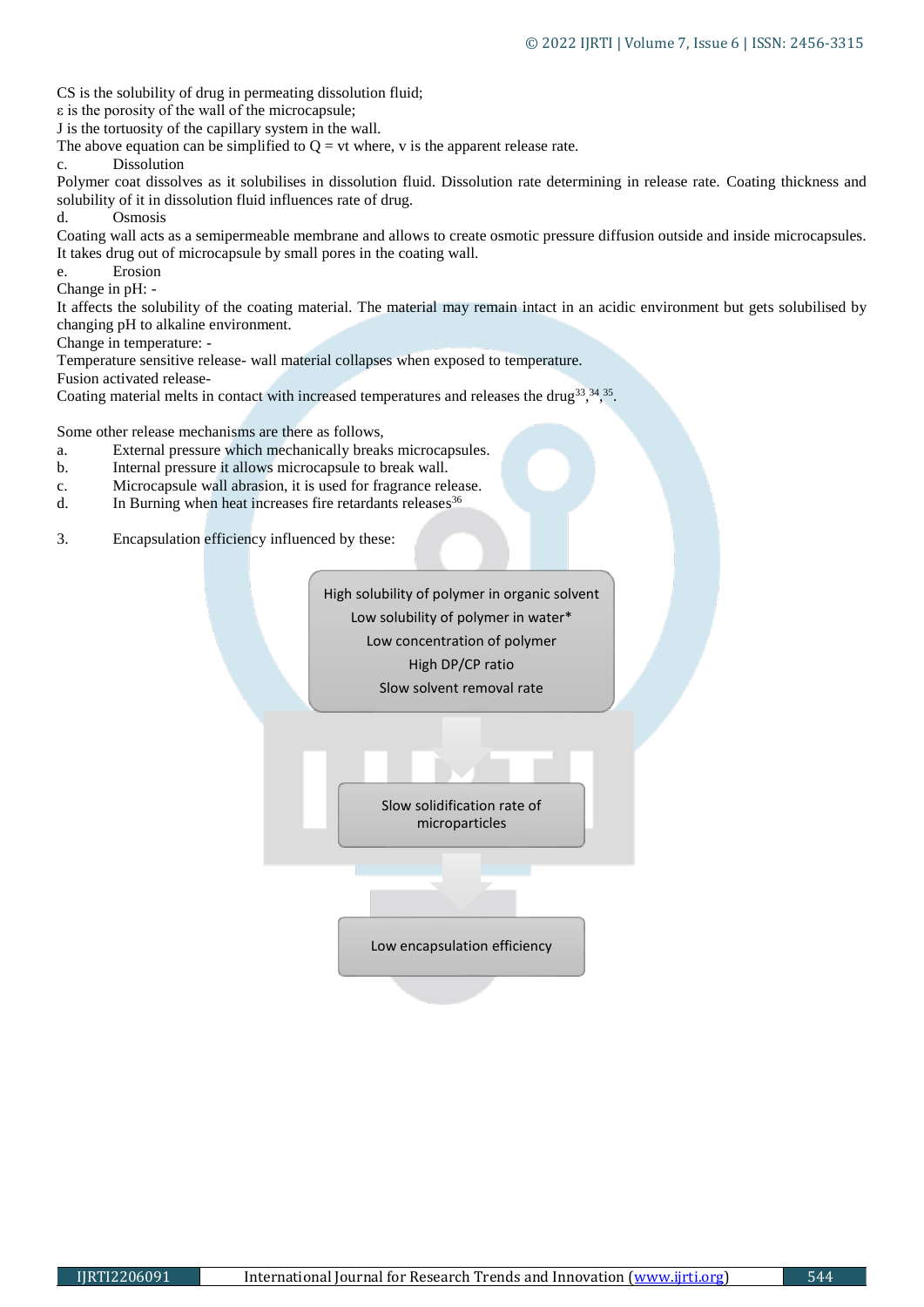CS is the solubility of drug in permeating dissolution fluid;
ε is the porosity of the wall of the microcapsule;
J is the tortuosity of the capillary system in the wall.
The above equation can be simplified to $Q = vt$ where, v is the apparent release rate.

c. Dissolution

Polymer coat dissolves as it solubilises in dissolution fluid. Dissolution rate determining in release rate. Coating thickness and solubility of it in dissolution fluid influences rate of drug.

d. Osmosis

Coating wall acts as a semipermeable membrane and allows to create osmotic pressure diffusion outside and inside microcapsules. It takes drug out of microcapsule by small pores in the coating wall.

e. Erosion

Change in pH: -
It affects the solubility of the coating material. The material may remain intact in an acidic environment but gets solubilised by changing pH to alkaline environment.
Change in temperature: -
Temperature sensitive release- wall material collapses when exposed to temperature.
Fusion activated release-
Coating material melts in contact with increased temperatures and releases the drug[33,34,35].

Some other release mechanisms are there as follows,

a. External pressure which mechanically breaks microcapsules.
b. Internal pressure it allows microcapsule to break wall.
c. Microcapsule wall abrasion, it is used for fragrance release.
d. In Burning when heat increases fire retardants releases[36]

3. Encapsulation efficiency influenced by these:

High solubility of polymer in organic solvent
Low solubility of polymer in water*
Low concentration of polymer
High DP/CP ratio
Slow solvent removal rate

↓

Slow solidification rate of microparticles

↓

Low encapsulation efficiency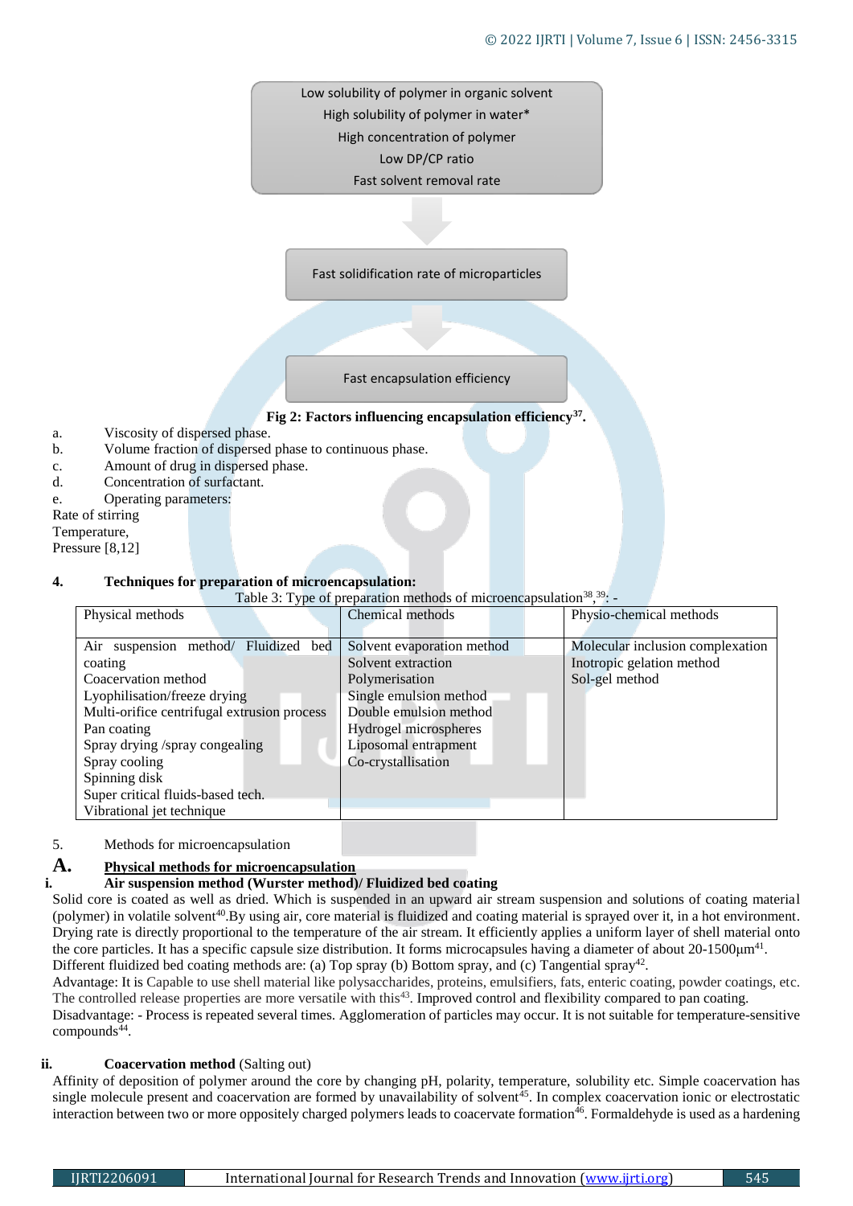Low solubility of polymer in organic solvent
High solubility of polymer in water*
High concentration of polymer
Low DP/CP ratio
Fast solvent removal rate

Fast solidification rate of microparticles

Fast encapsulation efficiency

**Fig 2: Factors influencing encapsulation efficiency[37].**

a. Viscosity of dispersed phase.
b. Volume fraction of dispersed phase to continuous phase.
c. Amount of drug in dispersed phase.
d. Concentration of surfactant.
e. Operating parameters:

Rate of stirring
Temperature,
Pressure [8,12]

**4. Techniques for preparation of microencapsulation:**

Table 3: Type of preparation methods of microencapsulation[38],[39]: -

| Physical methods | Chemical methods | Physio-chemical methods |
|---|---|---|
| Air suspension method/ Fluidized bed coating<br>Coacervation method<br>Lyophilisation/freeze drying<br>Multi-orifice centrifugal extrusion process<br>Pan coating<br>Spray drying /spray congealing<br>Spray cooling<br>Spinning disk<br>Super critical fluids-based tech.<br>Vibrational jet technique | Solvent evaporation method<br>Solvent extraction<br>Polymerisation<br>Single emulsion method<br>Double emulsion method<br>Hydrogel microspheres<br>Liposomal entrapment<br>Co-crystallisation | Molecular inclusion complexation<br>Inotropic gelation method<br>Sol-gel method |

5. Methods for microencapsulation

## A. <u>Physical methods for microencapsulation</u>

### i. Air suspension method (Wurster method)/ Fluidized bed coating

Solid core is coated as well as dried. Which is suspended in an upward air stream suspension and solutions of coating material (polymer) in volatile solvent[40].By using air, core material is fluidized and coating material is sprayed over it, in a hot environment. Drying rate is directly proportional to the temperature of the air stream. It efficiently applies a uniform layer of shell material onto the core particles. It has a specific capsule size distribution. It forms microcapsules having a diameter of about 20-1500µm[41].
Different fluidized bed coating methods are: (a) Top spray (b) Bottom spray, and (c) Tangential spray[42].

Advantage: It is Capable to use shell material like polysaccharides, proteins, emulsifiers, fats, enteric coating, powder coatings, etc. The controlled release properties are more versatile with this[43]. Improved control and flexibility compared to pan coating.

Disadvantage: - Process is repeated several times. Agglomeration of particles may occur. It is not suitable for temperature-sensitive compounds[44].

### ii. Coacervation method (Salting out)

Affinity of deposition of polymer around the core by changing pH, polarity, temperature, solubility etc. Simple coacervation has single molecule present and coacervation are formed by unavailability of solvent[45]. In complex coacervation ionic or electrostatic interaction between two or more oppositely charged polymers leads to coacervate formation[46]. Formaldehyde is used as a hardening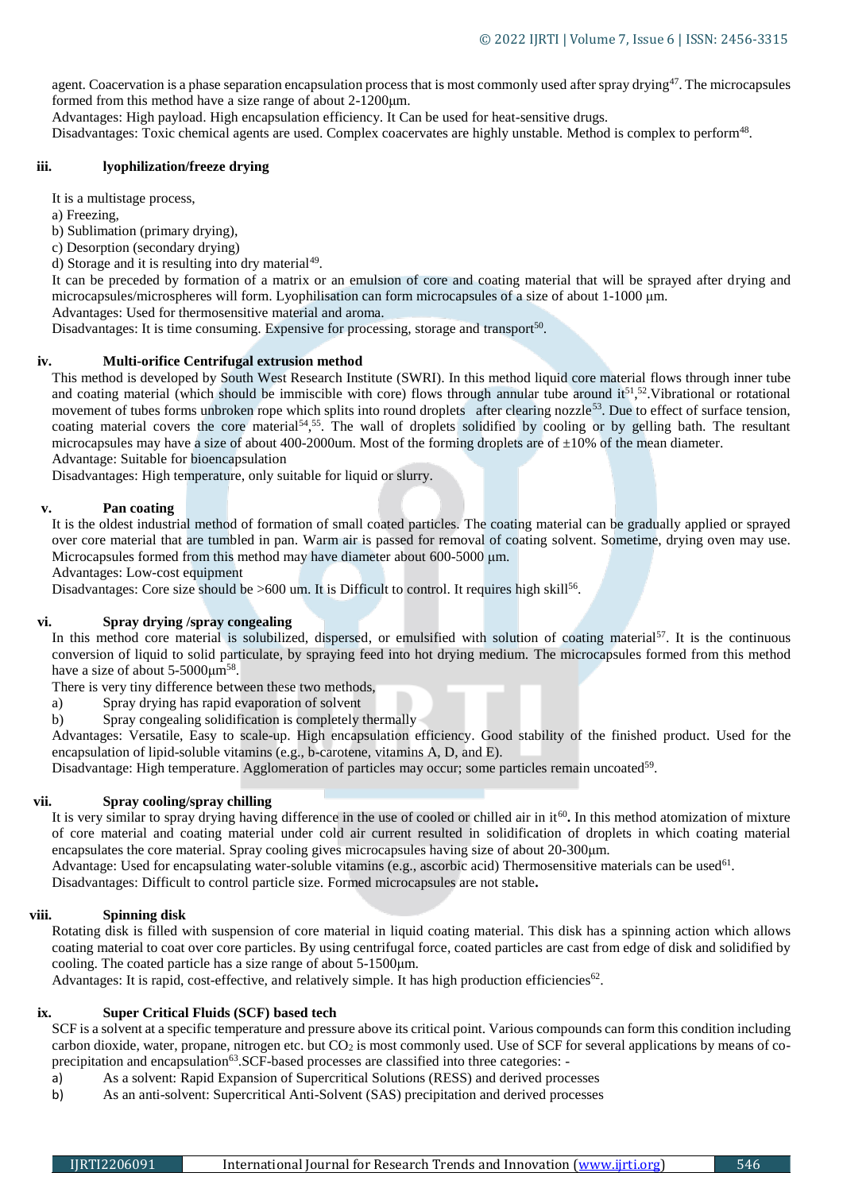agent. Coacervation is a phase separation encapsulation process that is most commonly used after spray drying[47]. The microcapsules formed from this method have a size range of about 2-1200μm.

Advantages: High payload. High encapsulation efficiency. It Can be used for heat-sensitive drugs.

Disadvantages: Toxic chemical agents are used. Complex coacervates are highly unstable. Method is complex to perform[48].

### iii. lyophilization/freeze drying

It is a multistage process,

a) Freezing,

b) Sublimation (primary drying),

c) Desorption (secondary drying)

d) Storage and it is resulting into dry material[49].

It can be preceded by formation of a matrix or an emulsion of core and coating material that will be sprayed after drying and microcapsules/microspheres will form. Lyophilisation can form microcapsules of a size of about 1-1000 μm.

Advantages: Used for thermosensitive material and aroma.

Disadvantages: It is time consuming. Expensive for processing, storage and transport[50].

### iv. Multi-orifice Centrifugal extrusion method

This method is developed by South West Research Institute (SWRI). In this method liquid core material flows through inner tube and coating material (which should be immiscible with core) flows through annular tube around it[51],[52].Vibrational or rotational movement of tubes forms unbroken rope which splits into round droplets after clearing nozzle[53]. Due to effect of surface tension, coating material covers the core material[54,55]. The wall of droplets solidified by cooling or by gelling bath. The resultant microcapsules may have a size of about 400-2000um. Most of the forming droplets are of ±10% of the mean diameter.

Advantage: Suitable for bioencapsulation

Disadvantages: High temperature, only suitable for liquid or slurry.

### v. Pan coating

It is the oldest industrial method of formation of small coated particles. The coating material can be gradually applied or sprayed over core material that are tumbled in pan. Warm air is passed for removal of coating solvent. Sometime, drying oven may use. Microcapsules formed from this method may have diameter about 600-5000 μm.

Advantages: Low-cost equipment

Disadvantages: Core size should be >600 um. It is Difficult to control. It requires high skill[56].

### vi. Spray drying /spray congealing

In this method core material is solubilized, dispersed, or emulsified with solution of coating material[57]. It is the continuous conversion of liquid to solid particulate, by spraying feed into hot drying medium. The microcapsules formed from this method have a size of about 5-5000μm[58].

There is very tiny difference between these two methods,

a) Spray drying has rapid evaporation of solvent

b) Spray congealing solidification is completely thermally

Advantages: Versatile, Easy to scale-up. High encapsulation efficiency. Good stability of the finished product. Used for the encapsulation of lipid-soluble vitamins (e.g., b-carotene, vitamins A, D, and E).

Disadvantage: High temperature. Agglomeration of particles may occur; some particles remain uncoated[59].

### vii. Spray cooling/spray chilling

It is very similar to spray drying having difference in the use of cooled or chilled air in it[60]**.** In this method atomization of mixture of core material and coating material under cold air current resulted in solidification of droplets in which coating material encapsulates the core material. Spray cooling gives microcapsules having size of about 20-300μm.

Advantage: Used for encapsulating water-soluble vitamins (e.g., ascorbic acid) Thermosensitive materials can be used[61].

Disadvantages: Difficult to control particle size. Formed microcapsules are not stable**.**

### viii. Spinning disk

Rotating disk is filled with suspension of core material in liquid coating material. This disk has a spinning action which allows coating material to coat over core particles. By using centrifugal force, coated particles are cast from edge of disk and solidified by cooling. The coated particle has a size range of about 5-1500μm.

Advantages: It is rapid, cost-effective, and relatively simple. It has high production efficiencies[62].

### ix. Super Critical Fluids (SCF) based tech

SCF is a solvent at a specific temperature and pressure above its critical point. Various compounds can form this condition including carbon dioxide, water, propane, nitrogen etc. but $CO_2$ is most commonly used. Use of SCF for several applications by means of co-precipitation and encapsulation[63].SCF-based processes are classified into three categories: -

a) As a solvent: Rapid Expansion of Supercritical Solutions (RESS) and derived processes

b) As an anti-solvent: Supercritical Anti-Solvent (SAS) precipitation and derived processes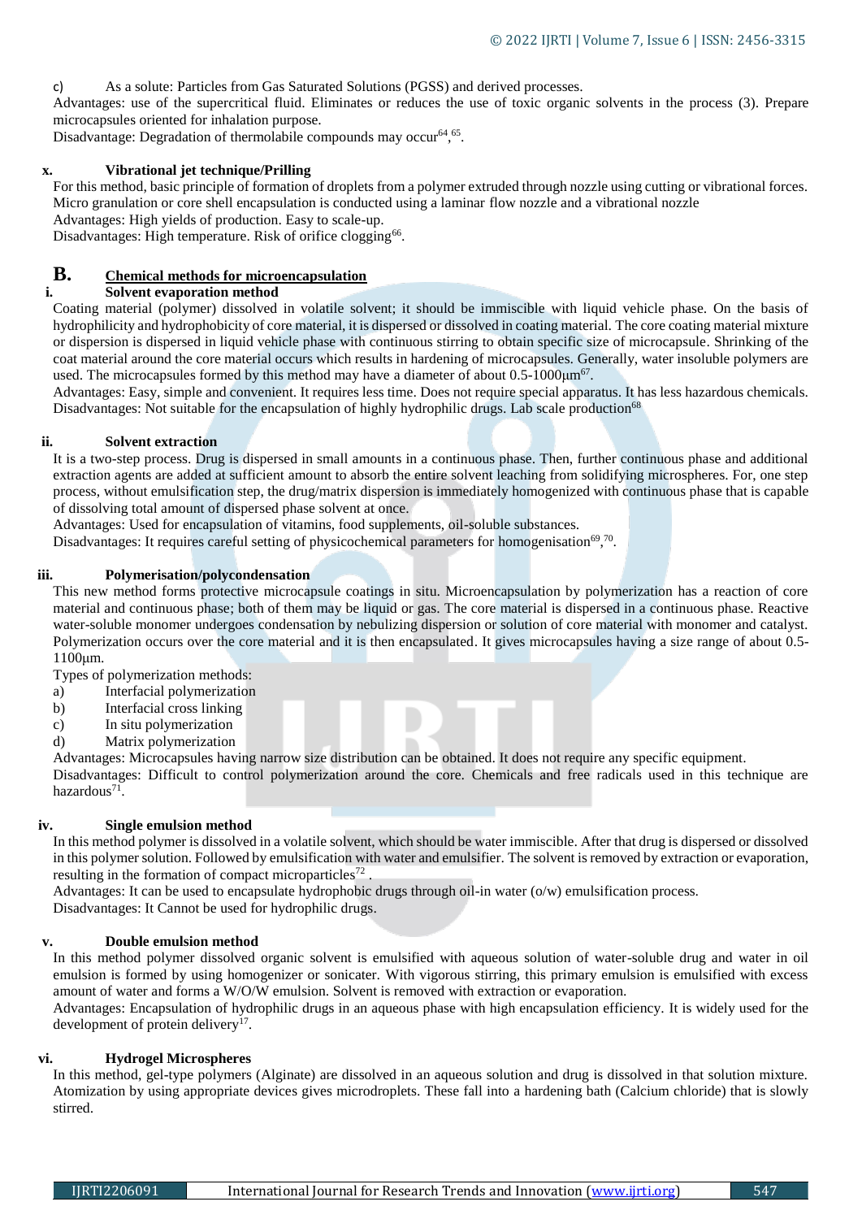c) As a solute: Particles from Gas Saturated Solutions (PGSS) and derived processes.

Advantages: use of the supercritical fluid. Eliminates or reduces the use of toxic organic solvents in the process (3). Prepare microcapsules oriented for inhalation purpose.

Disadvantage: Degradation of thermolabile compounds may occur[64,65].

#### x. Vibrational jet technique/Prilling

For this method, basic principle of formation of droplets from a polymer extruded through nozzle using cutting or vibrational forces. Micro granulation or core shell encapsulation is conducted using a laminar flow nozzle and a vibrational nozzle

Advantages: High yields of production. Easy to scale-up.

Disadvantages: High temperature. Risk of orifice clogging[66].

### B. Chemical methods for microencapsulation

#### i. Solvent evaporation method

Coating material (polymer) dissolved in volatile solvent; it should be immiscible with liquid vehicle phase. On the basis of hydrophilicity and hydrophobicity of core material, it is dispersed or dissolved in coating material. The core coating material mixture or dispersion is dispersed in liquid vehicle phase with continuous stirring to obtain specific size of microcapsule. Shrinking of the coat material around the core material occurs which results in hardening of microcapsules. Generally, water insoluble polymers are used. The microcapsules formed by this method may have a diameter of about 0.5-1000µm[67].

Advantages: Easy, simple and convenient. It requires less time. Does not require special apparatus. It has less hazardous chemicals.

Disadvantages: Not suitable for the encapsulation of highly hydrophilic drugs. Lab scale production[68]

#### ii. Solvent extraction

It is a two-step process. Drug is dispersed in small amounts in a continuous phase. Then, further continuous phase and additional extraction agents are added at sufficient amount to absorb the entire solvent leaching from solidifying microspheres. For, one step process, without emulsification step, the drug/matrix dispersion is immediately homogenized with continuous phase that is capable of dissolving total amount of dispersed phase solvent at once.

Advantages: Used for encapsulation of vitamins, food supplements, oil-soluble substances.

Disadvantages: It requires careful setting of physicochemical parameters for homogenisation[69,70].

#### iii. Polymerisation/polycondensation

This new method forms protective microcapsule coatings in situ. Microencapsulation by polymerization has a reaction of core material and continuous phase; both of them may be liquid or gas. The core material is dispersed in a continuous phase. Reactive water-soluble monomer undergoes condensation by nebulizing dispersion or solution of core material with monomer and catalyst. Polymerization occurs over the core material and it is then encapsulated. It gives microcapsules having a size range of about 0.5-1100µm.

Types of polymerization methods:

a) Interfacial polymerization
b) Interfacial cross linking
c) In situ polymerization
d) Matrix polymerization

Advantages: Microcapsules having narrow size distribution can be obtained. It does not require any specific equipment.

Disadvantages: Difficult to control polymerization around the core. Chemicals and free radicals used in this technique are hazardous[71].

#### iv. Single emulsion method

In this method polymer is dissolved in a volatile solvent, which should be water immiscible. After that drug is dispersed or dissolved in this polymer solution. Followed by emulsification with water and emulsifier. The solvent is removed by extraction or evaporation, resulting in the formation of compact microparticles[72].

Advantages: It can be used to encapsulate hydrophobic drugs through oil-in water (o/w) emulsification process.

Disadvantages: It Cannot be used for hydrophilic drugs.

#### v. Double emulsion method

In this method polymer dissolved organic solvent is emulsified with aqueous solution of water-soluble drug and water in oil emulsion is formed by using homogenizer or sonicater. With vigorous stirring, this primary emulsion is emulsified with excess amount of water and forms a W/O/W emulsion. Solvent is removed with extraction or evaporation.

Advantages: Encapsulation of hydrophilic drugs in an aqueous phase with high encapsulation efficiency. It is widely used for the development of protein delivery[17].

#### vi. Hydrogel Microspheres

In this method, gel-type polymers (Alginate) are dissolved in an aqueous solution and drug is dissolved in that solution mixture. Atomization by using appropriate devices gives microdroplets. These fall into a hardening bath (Calcium chloride) that is slowly stirred.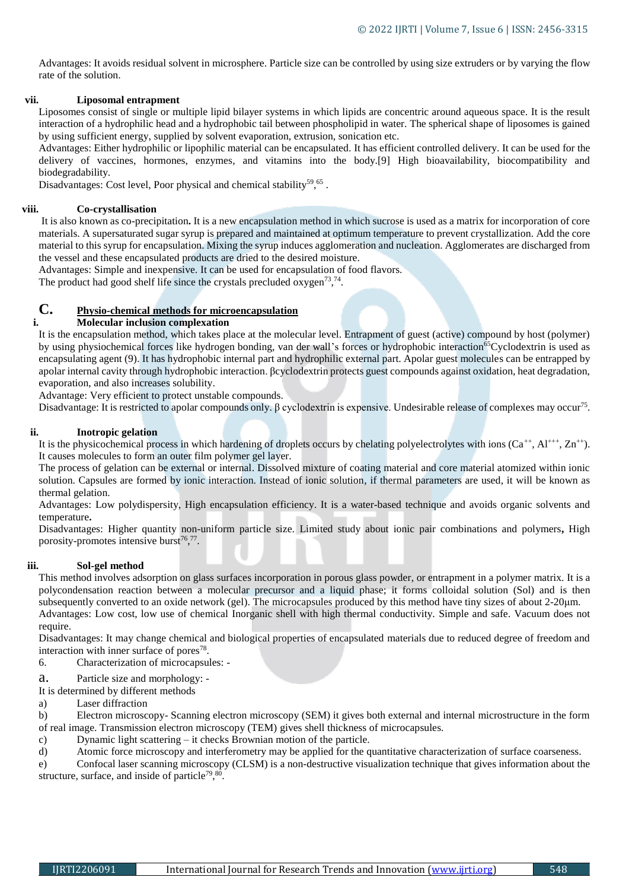Advantages: It avoids residual solvent in microsphere. Particle size can be controlled by using size extruders or by varying the flow rate of the solution.

### vii. Liposomal entrapment

Liposomes consist of single or multiple lipid bilayer systems in which lipids are concentric around aqueous space. It is the result interaction of a hydrophilic head and a hydrophobic tail between phospholipid in water. The spherical shape of liposomes is gained by using sufficient energy, supplied by solvent evaporation, extrusion, sonication etc.

Advantages: Either hydrophilic or lipophilic material can be encapsulated. It has efficient controlled delivery. It can be used for the delivery of vaccines, hormones, enzymes, and vitamins into the body.[9] High bioavailability, biocompatibility and biodegradability.

Disadvantages: Cost level, Poor physical and chemical stability[59,65].

### viii. Co-crystallisation

It is also known as co-precipitation**.** It is a new encapsulation method in which sucrose is used as a matrix for incorporation of core materials. A supersaturated sugar syrup is prepared and maintained at optimum temperature to prevent crystallization. Add the core material to this syrup for encapsulation. Mixing the syrup induces agglomeration and nucleation. Agglomerates are discharged from the vessel and these encapsulated products are dried to the desired moisture.

Advantages: Simple and inexpensive. It can be used for encapsulation of food flavors.

The product had good shelf life since the crystals precluded oxygen[73,74].

## C. Physio-chemical methods for microencapsulation

### i. Molecular inclusion complexation

It is the encapsulation method, which takes place at the molecular level. Entrapment of guest (active) compound by host (polymer) by using physiochemical forces like hydrogen bonding, van der wall's forces or hydrophobic interaction[65]Cyclodextrin is used as encapsulating agent (9). It has hydrophobic internal part and hydrophilic external part. Apolar guest molecules can be entrapped by apolar internal cavity through hydrophobic interaction. βcyclodextrin protects guest compounds against oxidation, heat degradation, evaporation, and also increases solubility.

Advantage: Very efficient to protect unstable compounds.

Disadvantage: It is restricted to apolar compounds only. β cyclodextrin is expensive. Undesirable release of complexes may occur[75].

### ii. Inotropic gelation

It is the physicochemical process in which hardening of droplets occurs by chelating polyelectrolytes with ions ($Ca^{++}$, $Al^{+++}$, $Zn^{++}$). It causes molecules to form an outer film polymer gel layer.

The process of gelation can be external or internal. Dissolved mixture of coating material and core material atomized within ionic solution. Capsules are formed by ionic interaction. Instead of ionic solution, if thermal parameters are used, it will be known as thermal gelation.

Advantages: Low polydispersity, High encapsulation efficiency. It is a water-based technique and avoids organic solvents and temperature**.**

Disadvantages: Higher quantity non-uniform particle size. Limited study about ionic pair combinations and polymers**,** High porosity-promotes intensive burst[76,77].

### iii. Sol-gel method

This method involves adsorption on glass surfaces incorporation in porous glass powder, or entrapment in a polymer matrix. It is a polycondensation reaction between a molecular precursor and a liquid phase; it forms colloidal solution (Sol) and is then subsequently converted to an oxide network (gel). The microcapsules produced by this method have tiny sizes of about 2-20µm.

Advantages: Low cost, low use of chemical Inorganic shell with high thermal conductivity. Simple and safe. Vacuum does not require.

Disadvantages: It may change chemical and biological properties of encapsulated materials due to reduced degree of freedom and interaction with inner surface of pores[78].

6. Characterization of microcapsules: -

a. Particle size and morphology: -

It is determined by different methods

a) Laser diffraction

b) Electron microscopy- Scanning electron microscopy (SEM) it gives both external and internal microstructure in the form of real image. Transmission electron microscopy (TEM) gives shell thickness of microcapsules.

c) Dynamic light scattering – it checks Brownian motion of the particle.

d) Atomic force microscopy and interferometry may be applied for the quantitative characterization of surface coarseness.

e) Confocal laser scanning microscopy (CLSM) is a non-destructive visualization technique that gives information about the structure, surface, and inside of particle[79,80].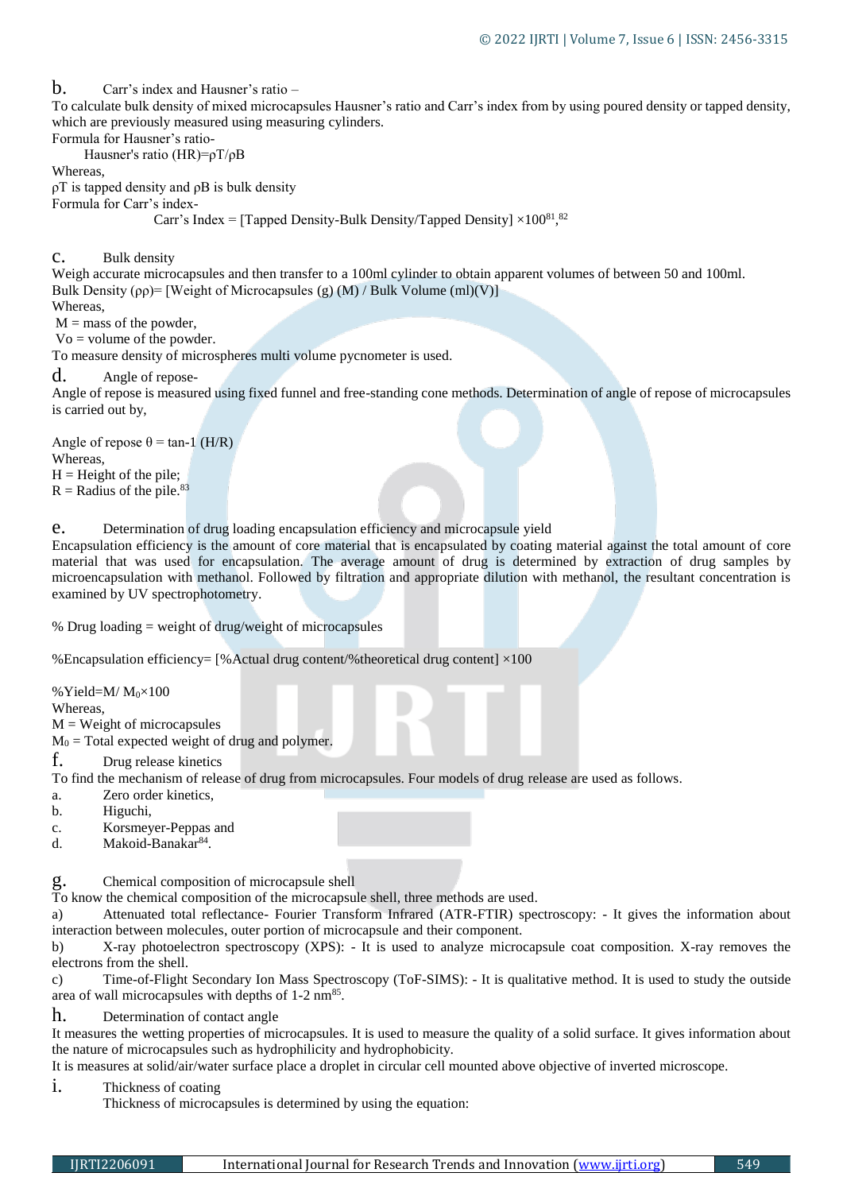b. Carr's index and Hausner's ratio –

To calculate bulk density of mixed microcapsules Hausner's ratio and Carr's index from by using poured density or tapped density, which are previously measured using measuring cylinders.

Formula for Hausner's ratio-

Hausner's ratio (HR)=$\rho T/\rho B$

Whereas,

$\rho T$ is tapped density and $\rho B$ is bulk density

Formula for Carr's index-

Carr's Index = [Tapped Density-Bulk Density/Tapped Density] ×100[81,82]

c. Bulk density

Weigh accurate microcapsules and then transfer to a 100ml cylinder to obtain apparent volumes of between 50 and 100ml.

Bulk Density ($\rho\rho$)= [Weight of Microcapsules (g) (M) / Bulk Volume (ml)(V)]

Whereas,

M = mass of the powder,

Vo = volume of the powder.

To measure density of microspheres multi volume pycnometer is used.

d. Angle of repose-

Angle of repose is measured using fixed funnel and free-standing cone methods. Determination of angle of repose of microcapsules is carried out by,

Angle of repose $\theta = \tan^{-1}$ (H/R)

Whereas,

H = Height of the pile;

R = Radius of the pile.[83]

e. Determination of drug loading encapsulation efficiency and microcapsule yield

Encapsulation efficiency is the amount of core material that is encapsulated by coating material against the total amount of core material that was used for encapsulation. The average amount of drug is determined by extraction of drug samples by microencapsulation with methanol. Followed by filtration and appropriate dilution with methanol, the resultant concentration is examined by UV spectrophotometry.

% Drug loading = weight of drug/weight of microcapsules

%Encapsulation efficiency= [%Actual drug content/%theoretical drug content] ×100

%Yield=M/ $M_0$×100

Whereas,

M = Weight of microcapsules

$M_0$ = Total expected weight of drug and polymer.

f. Drug release kinetics

To find the mechanism of release of drug from microcapsules. Four models of drug release are used as follows.

a. Zero order kinetics,
b. Higuchi,
c. Korsmeyer-Peppas and
d. Makoid-Banakar[84].

g. Chemical composition of microcapsule shell

To know the chemical composition of the microcapsule shell, three methods are used.

a) Attenuated total reflectance- Fourier Transform Infrared (ATR-FTIR) spectroscopy: - It gives the information about interaction between molecules, outer portion of microcapsule and their component.

b) X-ray photoelectron spectroscopy (XPS): - It is used to analyze microcapsule coat composition. X-ray removes the electrons from the shell.

c) Time-of-Flight Secondary Ion Mass Spectroscopy (ToF-SIMS): - It is qualitative method. It is used to study the outside area of wall microcapsules with depths of 1-2 nm[85].

h. Determination of contact angle

It measures the wetting properties of microcapsules. It is used to measure the quality of a solid surface. It gives information about the nature of microcapsules such as hydrophilicity and hydrophobicity.

It is measures at solid/air/water surface place a droplet in circular cell mounted above objective of inverted microscope.

i. Thickness of coating

Thickness of microcapsules is determined by using the equation: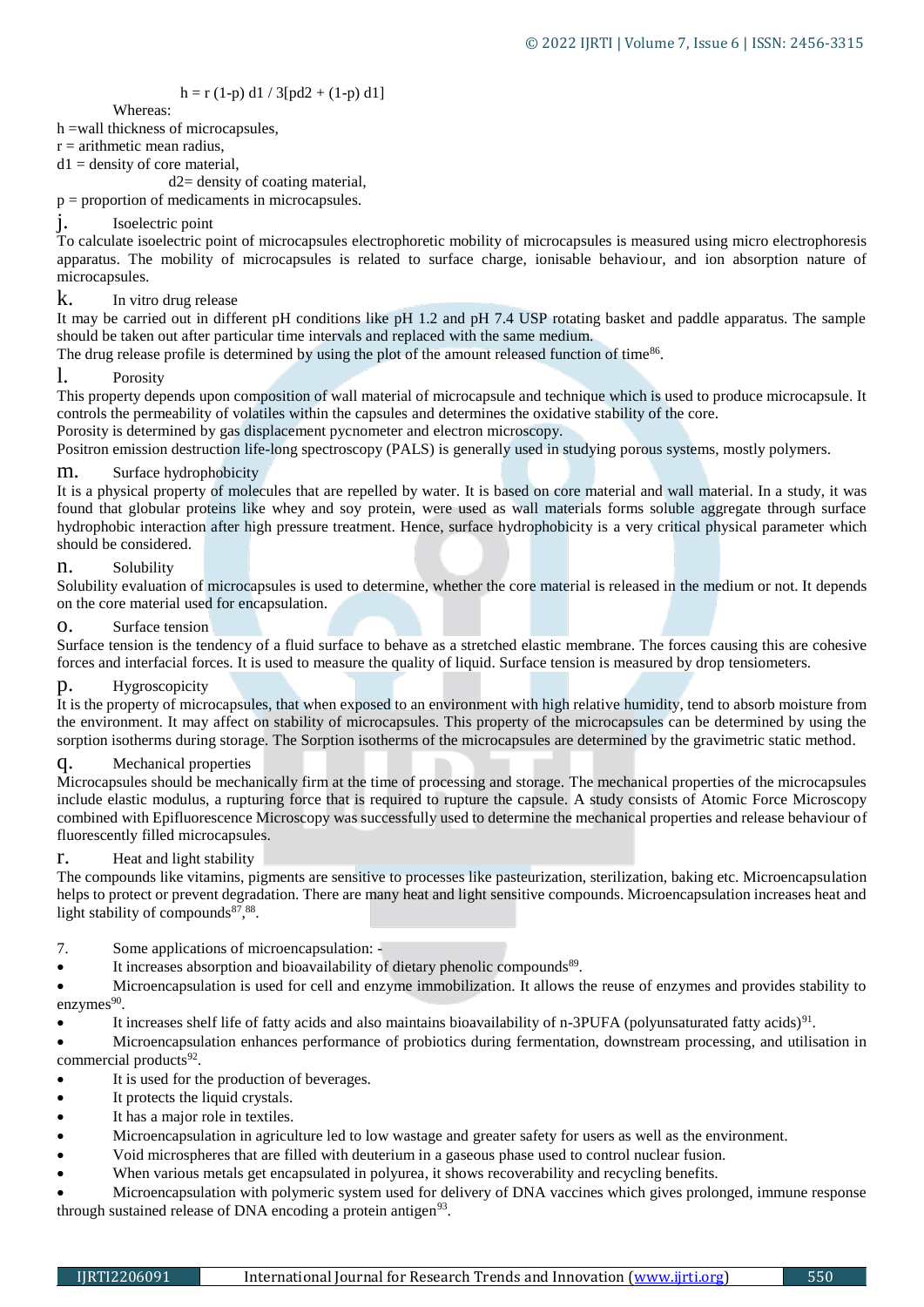$$h = r(1-p)\,d1 / 3[p\,d2 + (1-p)\,d1]$$

Whereas:

h = wall thickness of microcapsules,
r = arithmetic mean radius,
d1 = density of core material,
d2 = density of coating material,
p = proportion of medicaments in microcapsules.

j. Isoelectric point

To calculate isoelectric point of microcapsules electrophoretic mobility of microcapsules is measured using micro electrophoresis apparatus. The mobility of microcapsules is related to surface charge, ionisable behaviour, and ion absorption nature of microcapsules.

k. In vitro drug release

It may be carried out in different pH conditions like pH 1.2 and pH 7.4 USP rotating basket and paddle apparatus. The sample should be taken out after particular time intervals and replaced with the same medium.
The drug release profile is determined by using the plot of the amount released function of time[86].

l. Porosity

This property depends upon composition of wall material of microcapsule and technique which is used to produce microcapsule. It controls the permeability of volatiles within the capsules and determines the oxidative stability of the core.
Porosity is determined by gas displacement pycnometer and electron microscopy.
Positron emission destruction life-long spectroscopy (PALS) is generally used in studying porous systems, mostly polymers.

m. Surface hydrophobicity

It is a physical property of molecules that are repelled by water. It is based on core material and wall material. In a study, it was found that globular proteins like whey and soy protein, were used as wall materials forms soluble aggregate through surface hydrophobic interaction after high pressure treatment. Hence, surface hydrophobicity is a very critical physical parameter which should be considered.

n. Solubility

Solubility evaluation of microcapsules is used to determine, whether the core material is released in the medium or not. It depends on the core material used for encapsulation.

o. Surface tension

Surface tension is the tendency of a fluid surface to behave as a stretched elastic membrane. The forces causing this are cohesive forces and interfacial forces. It is used to measure the quality of liquid. Surface tension is measured by drop tensiometers.

p. Hygroscopicity

It is the property of microcapsules, that when exposed to an environment with high relative humidity, tend to absorb moisture from the environment. It may affect on stability of microcapsules. This property of the microcapsules can be determined by using the sorption isotherms during storage. The Sorption isotherms of the microcapsules are determined by the gravimetric static method.

q. Mechanical properties

Microcapsules should be mechanically firm at the time of processing and storage. The mechanical properties of the microcapsules include elastic modulus, a rupturing force that is required to rupture the capsule. A study consists of Atomic Force Microscopy combined with Epifluorescence Microscopy was successfully used to determine the mechanical properties and release behaviour of fluorescently filled microcapsules.

r. Heat and light stability

The compounds like vitamins, pigments are sensitive to processes like pasteurization, sterilization, baking etc. Microencapsulation helps to protect or prevent degradation. There are many heat and light sensitive compounds. Microencapsulation increases heat and light stability of compounds[87,88].

7. Some applications of microencapsulation: -

- It increases absorption and bioavailability of dietary phenolic compounds[89].
- Microencapsulation is used for cell and enzyme immobilization. It allows the reuse of enzymes and provides stability to enzymes[90].
- It increases shelf life of fatty acids and also maintains bioavailability of n-3PUFA (polyunsaturated fatty acids)[91].
- Microencapsulation enhances performance of probiotics during fermentation, downstream processing, and utilisation in commercial products[92].
- It is used for the production of beverages.
- It protects the liquid crystals.
- It has a major role in textiles.
- Microencapsulation in agriculture led to low wastage and greater safety for users as well as the environment.
- Void microspheres that are filled with deuterium in a gaseous phase used to control nuclear fusion.
- When various metals get encapsulated in polyurea, it shows recoverability and recycling benefits.
- Microencapsulation with polymeric system used for delivery of DNA vaccines which gives prolonged, immune response through sustained release of DNA encoding a protein antigen[93].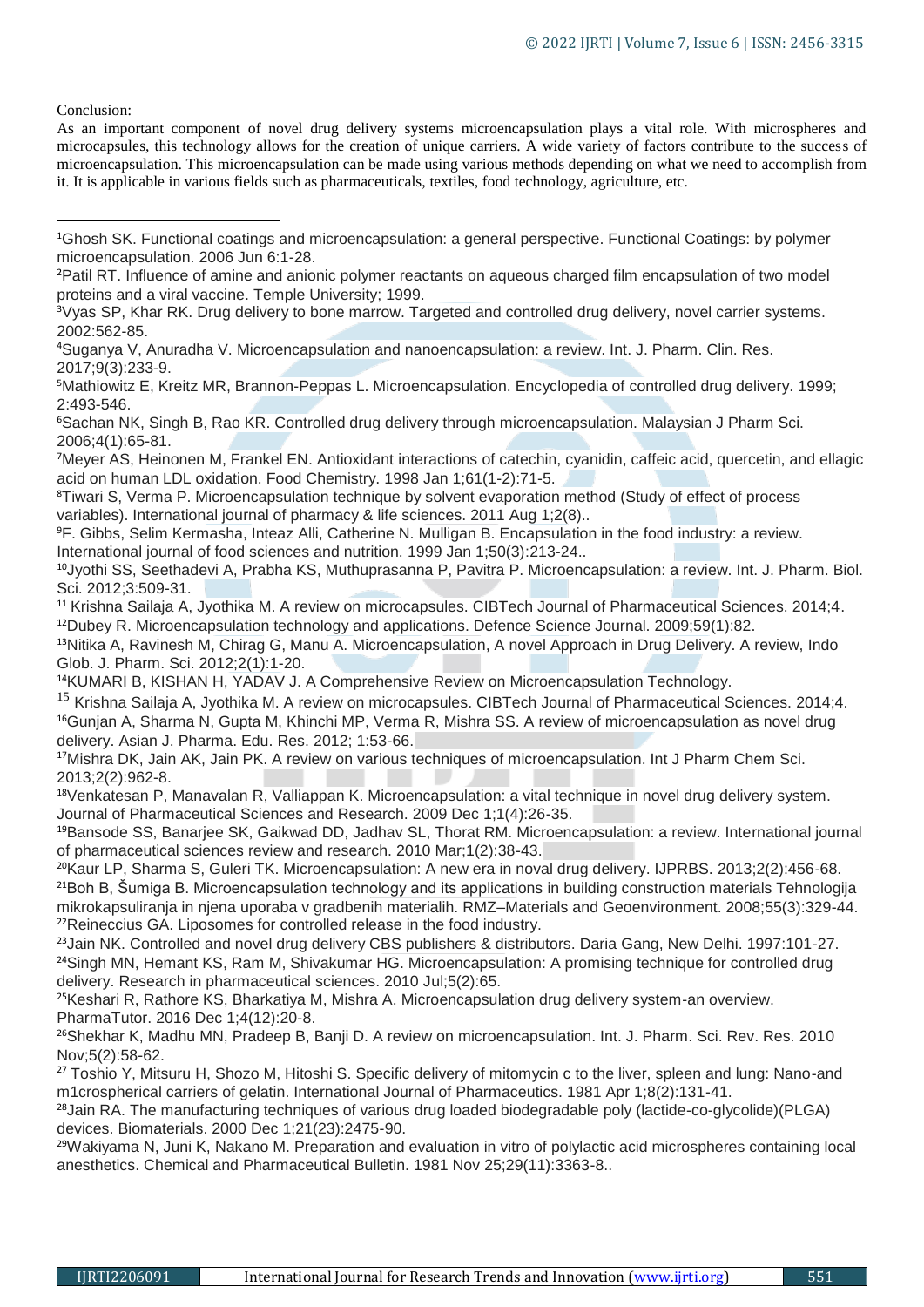Conclusion:

As an important component of novel drug delivery systems microencapsulation plays a vital role. With microspheres and microcapsules, this technology allows for the creation of unique carriers. A wide variety of factors contribute to the success of microencapsulation. This microencapsulation can be made using various methods depending on what we need to accomplish from it. It is applicable in various fields such as pharmaceuticals, textiles, food technology, agriculture, etc.

---

[1]Ghosh SK. Functional coatings and microencapsulation: a general perspective. Functional Coatings: by polymer microencapsulation. 2006 Jun 6:1-28.

[2]Patil RT. Influence of amine and anionic polymer reactants on aqueous charged film encapsulation of two model proteins and a viral vaccine. Temple University; 1999.

[3]Vyas SP, Khar RK. Drug delivery to bone marrow. Targeted and controlled drug delivery, novel carrier systems. 2002:562-85.

[4]Suganya V, Anuradha V. Microencapsulation and nanoencapsulation: a review. Int. J. Pharm. Clin. Res. 2017;9(3):233-9.

[5]Mathiowitz E, Kreitz MR, Brannon-Peppas L. Microencapsulation. Encyclopedia of controlled drug delivery. 1999; 2:493-546.

[6]Sachan NK, Singh B, Rao KR. Controlled drug delivery through microencapsulation. Malaysian J Pharm Sci. 2006;4(1):65-81.

[7]Meyer AS, Heinonen M, Frankel EN. Antioxidant interactions of catechin, cyanidin, caffeic acid, quercetin, and ellagic acid on human LDL oxidation. Food Chemistry. 1998 Jan 1;61(1-2):71-5.

[8]Tiwari S, Verma P. Microencapsulation technique by solvent evaporation method (Study of effect of process variables). International journal of pharmacy & life sciences. 2011 Aug 1;2(8)..

[9]F. Gibbs, Selim Kermasha, Inteaz Alli, Catherine N. Mulligan B. Encapsulation in the food industry: a review. International journal of food sciences and nutrition. 1999 Jan 1;50(3):213-24..

[10]Jyothi SS, Seethadevi A, Prabha KS, Muthuprasanna P, Pavitra P. Microencapsulation: a review. Int. J. Pharm. Biol. Sci. 2012;3:509-31.

[11] Krishna Sailaja A, Jyothika M. A review on microcapsules. CIBTech Journal of Pharmaceutical Sciences. 2014;4.

[12]Dubey R. Microencapsulation technology and applications. Defence Science Journal. 2009;59(1):82.

[13]Nitika A, Ravinesh M, Chirag G, Manu A. Microencapsulation, A novel Approach in Drug Delivery. A review, Indo Glob. J. Pharm. Sci. 2012;2(1):1-20.

[14]KUMARI B, KISHAN H, YADAV J. A Comprehensive Review on Microencapsulation Technology.

[15] Krishna Sailaja A, Jyothika M. A review on microcapsules. CIBTech Journal of Pharmaceutical Sciences. 2014;4.

[16]Gunjan A, Sharma N, Gupta M, Khinchi MP, Verma R, Mishra SS. A review of microencapsulation as novel drug delivery. Asian J. Pharma. Edu. Res. 2012; 1:53-66.

[17]Mishra DK, Jain AK, Jain PK. A review on various techniques of microencapsulation. Int J Pharm Chem Sci. 2013;2(2):962-8.

[18]Venkatesan P, Manavalan R, Valliappan K. Microencapsulation: a vital technique in novel drug delivery system. Journal of Pharmaceutical Sciences and Research. 2009 Dec 1;1(4):26-35.

[19]Bansode SS, Banarjee SK, Gaikwad DD, Jadhav SL, Thorat RM. Microencapsulation: a review. International journal of pharmaceutical sciences review and research. 2010 Mar;1(2):38-43.

[20]Kaur LP, Sharma S, Guleri TK. Microencapsulation: A new era in noval drug delivery. IJPRBS. 2013;2(2):456-68.

[21]Boh B, Šumiga B. Microencapsulation technology and its applications in building construction materials Tehnologija mikrokapsuliranja in njena uporaba v gradbenih materialih. RMZ–Materials and Geoenvironment. 2008;55(3):329-44.

[22]Reineccius GA. Liposomes for controlled release in the food industry.

[23]Jain NK. Controlled and novel drug delivery CBS publishers & distributors. Daria Gang, New Delhi. 1997:101-27.

[24]Singh MN, Hemant KS, Ram M, Shivakumar HG. Microencapsulation: A promising technique for controlled drug delivery. Research in pharmaceutical sciences. 2010 Jul;5(2):65.

[25]Keshari R, Rathore KS, Bharkatiya M, Mishra A. Microencapsulation drug delivery system-an overview. PharmaTutor. 2016 Dec 1;4(12):20-8.

[26]Shekhar K, Madhu MN, Pradeep B, Banji D. A review on microencapsulation. Int. J. Pharm. Sci. Rev. Res. 2010 Nov;5(2):58-62.

[27] Toshio Y, Mitsuru H, Shozo M, Hitoshi S. Specific delivery of mitomycin c to the liver, spleen and lung: Nano-and m1crospherical carriers of gelatin. International Journal of Pharmaceutics. 1981 Apr 1;8(2):131-41.

[28]Jain RA. The manufacturing techniques of various drug loaded biodegradable poly (lactide-co-glycolide)(PLGA) devices. Biomaterials. 2000 Dec 1;21(23):2475-90.

[29]Wakiyama N, Juni K, Nakano M. Preparation and evaluation in vitro of polylactic acid microspheres containing local anesthetics. Chemical and Pharmaceutical Bulletin. 1981 Nov 25;29(11):3363-8..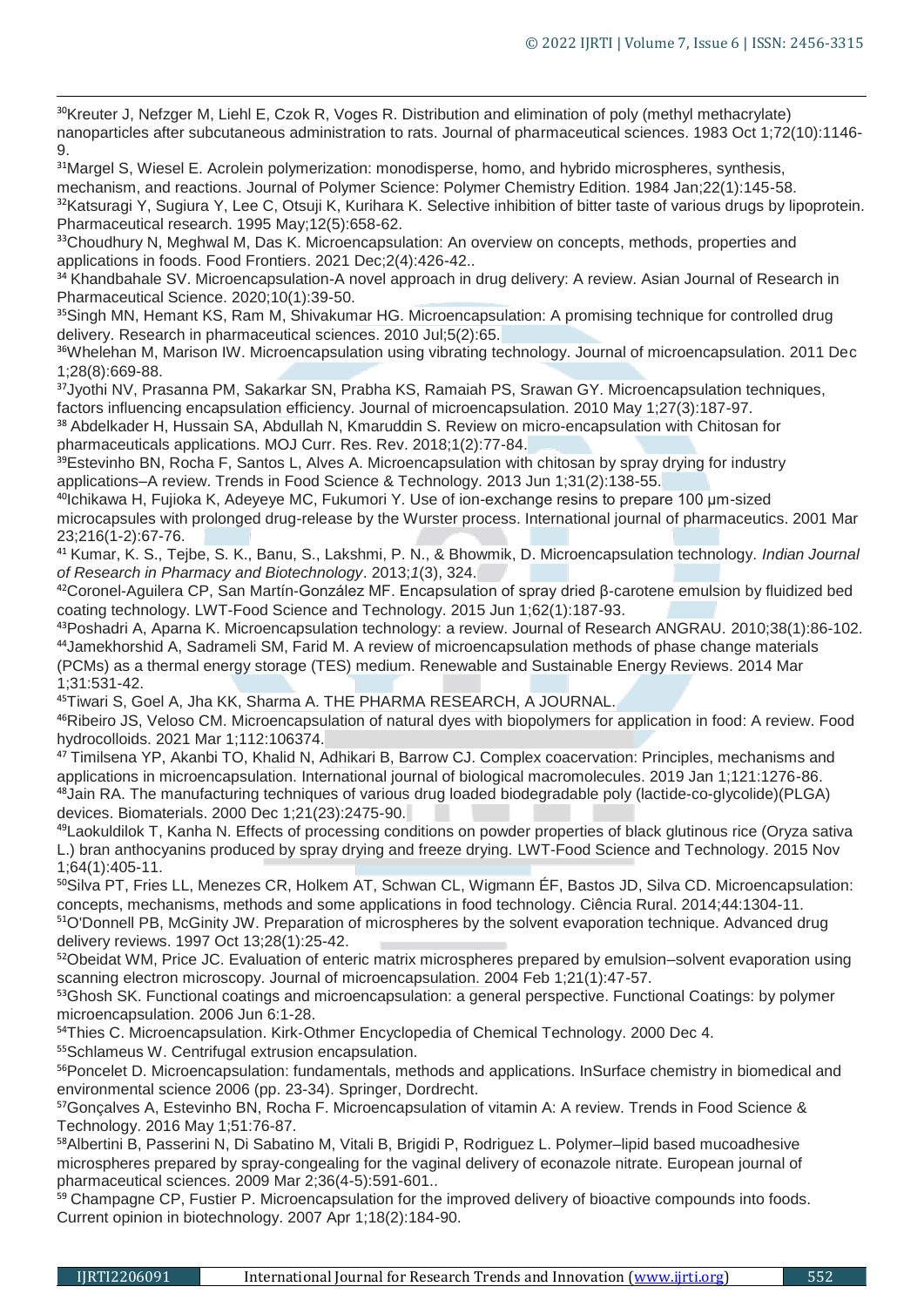[30]Kreuter J, Nefzger M, Liehl E, Czok R, Voges R. Distribution and elimination of poly (methyl methacrylate) nanoparticles after subcutaneous administration to rats. Journal of pharmaceutical sciences. 1983 Oct 1;72(10):1146-9.

[31]Margel S, Wiesel E. Acrolein polymerization: monodisperse, homo, and hybrido microspheres, synthesis, mechanism, and reactions. Journal of Polymer Science: Polymer Chemistry Edition. 1984 Jan;22(1):145-58.

[32]Katsuragi Y, Sugiura Y, Lee C, Otsuji K, Kurihara K. Selective inhibition of bitter taste of various drugs by lipoprotein. Pharmaceutical research. 1995 May;12(5):658-62.

[33]Choudhury N, Meghwal M, Das K. Microencapsulation: An overview on concepts, methods, properties and applications in foods. Food Frontiers. 2021 Dec;2(4):426-42..

[34] Khandbahale SV. Microencapsulation-A novel approach in drug delivery: A review. Asian Journal of Research in Pharmaceutical Science. 2020;10(1):39-50.

[35]Singh MN, Hemant KS, Ram M, Shivakumar HG. Microencapsulation: A promising technique for controlled drug delivery. Research in pharmaceutical sciences. 2010 Jul;5(2):65.

[36]Whelehan M, Marison IW. Microencapsulation using vibrating technology. Journal of microencapsulation. 2011 Dec 1;28(8):669-88.

[37]Jyothi NV, Prasanna PM, Sakarkar SN, Prabha KS, Ramaiah PS, Srawan GY. Microencapsulation techniques, factors influencing encapsulation efficiency. Journal of microencapsulation. 2010 May 1;27(3):187-97.

[38] Abdelkader H, Hussain SA, Abdullah N, Kmaruddin S. Review on micro-encapsulation with Chitosan for pharmaceuticals applications. MOJ Curr. Res. Rev. 2018;1(2):77-84.

[39]Estevinho BN, Rocha F, Santos L, Alves A. Microencapsulation with chitosan by spray drying for industry applications–A review. Trends in Food Science & Technology. 2013 Jun 1;31(2):138-55.

[40]Ichikawa H, Fujioka K, Adeyeye MC, Fukumori Y. Use of ion-exchange resins to prepare 100 µm-sized microcapsules with prolonged drug-release by the Wurster process. International journal of pharmaceutics. 2001 Mar 23;216(1-2):67-76.

[41] Kumar, K. S., Tejbe, S. K., Banu, S., Lakshmi, P. N., & Bhowmik, D. Microencapsulation technology. *Indian Journal of Research in Pharmacy and Biotechnology*. 2013;*1*(3), 324.

[42]Coronel-Aguilera CP, San Martín-González MF. Encapsulation of spray dried β-carotene emulsion by fluidized bed coating technology. LWT-Food Science and Technology. 2015 Jun 1;62(1):187-93.

[43]Poshadri A, Aparna K. Microencapsulation technology: a review. Journal of Research ANGRAU. 2010;38(1):86-102.

[44]Jamekhorshid A, Sadrameli SM, Farid M. A review of microencapsulation methods of phase change materials (PCMs) as a thermal energy storage (TES) medium. Renewable and Sustainable Energy Reviews. 2014 Mar 1;31:531-42.

[45]Tiwari S, Goel A, Jha KK, Sharma A. THE PHARMA RESEARCH, A JOURNAL.

[46]Ribeiro JS, Veloso CM. Microencapsulation of natural dyes with biopolymers for application in food: A review. Food hydrocolloids. 2021 Mar 1;112:106374.

[47] Timilsena YP, Akanbi TO, Khalid N, Adhikari B, Barrow CJ. Complex coacervation: Principles, mechanisms and applications in microencapsulation. International journal of biological macromolecules. 2019 Jan 1;121:1276-86.

[48]Jain RA. The manufacturing techniques of various drug loaded biodegradable poly (lactide-co-glycolide)(PLGA) devices. Biomaterials. 2000 Dec 1;21(23):2475-90.

[49]Laokuldilok T, Kanha N. Effects of processing conditions on powder properties of black glutinous rice (Oryza sativa L.) bran anthocyanins produced by spray drying and freeze drying. LWT-Food Science and Technology. 2015 Nov 1;64(1):405-11.

[50]Silva PT, Fries LL, Menezes CR, Holkem AT, Schwan CL, Wigmann ÉF, Bastos JD, Silva CD. Microencapsulation: concepts, mechanisms, methods and some applications in food technology. Ciência Rural. 2014;44:1304-11.

[51]O'Donnell PB, McGinity JW. Preparation of microspheres by the solvent evaporation technique. Advanced drug delivery reviews. 1997 Oct 13;28(1):25-42.

[52]Obeidat WM, Price JC. Evaluation of enteric matrix microspheres prepared by emulsion–solvent evaporation using scanning electron microscopy. Journal of microencapsulation. 2004 Feb 1;21(1):47-57.

[53]Ghosh SK. Functional coatings and microencapsulation: a general perspective. Functional Coatings: by polymer microencapsulation. 2006 Jun 6:1-28.

[54]Thies C. Microencapsulation. Kirk-Othmer Encyclopedia of Chemical Technology. 2000 Dec 4.

[55]Schlameus W. Centrifugal extrusion encapsulation.

[56]Poncelet D. Microencapsulation: fundamentals, methods and applications. InSurface chemistry in biomedical and environmental science 2006 (pp. 23-34). Springer, Dordrecht.

[57]Gonçalves A, Estevinho BN, Rocha F. Microencapsulation of vitamin A: A review. Trends in Food Science & Technology. 2016 May 1;51:76-87.

[58]Albertini B, Passerini N, Di Sabatino M, Vitali B, Brigidi P, Rodriguez L. Polymer–lipid based mucoadhesive microspheres prepared by spray-congealing for the vaginal delivery of econazole nitrate. European journal of pharmaceutical sciences. 2009 Mar 2;36(4-5):591-601..

[59] Champagne CP, Fustier P. Microencapsulation for the improved delivery of bioactive compounds into foods. Current opinion in biotechnology. 2007 Apr 1;18(2):184-90.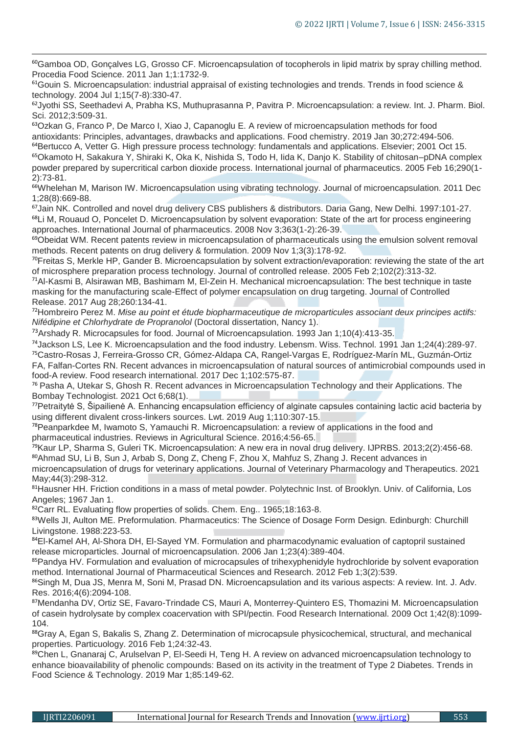[60]Gamboa OD, Gonçalves LG, Grosso CF. Microencapsulation of tocopherols in lipid matrix by spray chilling method. Procedia Food Science. 2011 Jan 1;1:1732-9.

[61]Gouin S. Microencapsulation: industrial appraisal of existing technologies and trends. Trends in food science & technology. 2004 Jul 1;15(7-8):330-47.

[62]Jyothi SS, Seethadevi A, Prabha KS, Muthuprasanna P, Pavitra P. Microencapsulation: a review. Int. J. Pharm. Biol. Sci. 2012;3:509-31.

[63]Ozkan G, Franco P, De Marco I, Xiao J, Capanoglu E. A review of microencapsulation methods for food antioxidants: Principles, advantages, drawbacks and applications. Food chemistry. 2019 Jan 30;272:494-506.

[64]Bertucco A, Vetter G. High pressure process technology: fundamentals and applications. Elsevier; 2001 Oct 15.

[65]Okamoto H, Sakakura Y, Shiraki K, Oka K, Nishida S, Todo H, Iida K, Danjo K. Stability of chitosan–pDNA complex powder prepared by supercritical carbon dioxide process. International journal of pharmaceutics. 2005 Feb 16;290(1-2):73-81.

[66]Whelehan M, Marison IW. Microencapsulation using vibrating technology. Journal of microencapsulation. 2011 Dec 1;28(8):669-88.

[67]Jain NK. Controlled and novel drug delivery CBS publishers & distributors. Daria Gang, New Delhi. 1997:101-27.

[68]Li M, Rouaud O, Poncelet D. Microencapsulation by solvent evaporation: State of the art for process engineering approaches. International Journal of pharmaceutics. 2008 Nov 3;363(1-2):26-39.

[69]Obeidat WM. Recent patents review in microencapsulation of pharmaceuticals using the emulsion solvent removal methods. Recent patents on drug delivery & formulation. 2009 Nov 1;3(3):178-92.

[70]Freitas S, Merkle HP, Gander B. Microencapsulation by solvent extraction/evaporation: reviewing the state of the art of microsphere preparation process technology. Journal of controlled release. 2005 Feb 2;102(2):313-32.

[71]Al-Kasmi B, Alsirawan MB, Bashimam M, El-Zein H. Mechanical microencapsulation: The best technique in taste masking for the manufacturing scale-Effect of polymer encapsulation on drug targeting. Journal of Controlled Release. 2017 Aug 28;260:134-41.

[72]Hombreiro Perez M. *Mise au point et étude biopharmaceutique de microparticules associant deux principes actifs: Nifédipine et Chlorhydrate de Propranolol* (Doctoral dissertation, Nancy 1).

[73]Arshady R. Microcapsules for food. Journal of Microencapsulation. 1993 Jan 1;10(4):413-35.

[74]Jackson LS, Lee K. Microencapsulation and the food industry. Lebensm. Wiss. Technol. 1991 Jan 1;24(4):289-97.

[75]Castro-Rosas J, Ferreira-Grosso CR, Gómez-Aldapa CA, Rangel-Vargas E, Rodríguez-Marín ML, Guzmán-Ortiz FA, Falfan-Cortes RN. Recent advances in microencapsulation of natural sources of antimicrobial compounds used in food-A review. Food research international. 2017 Dec 1;102:575-87.

[76] Pasha A, Utekar S, Ghosh R. Recent advances in Microencapsulation Technology and their Applications. The Bombay Technologist. 2021 Oct 6;68(1).

[77]Petraitytė S, Šipailienė A. Enhancing encapsulation efficiency of alginate capsules containing lactic acid bacteria by using different divalent cross-linkers sources. Lwt. 2019 Aug 1;110:307-15.

[78]Peanparkdee M, Iwamoto S, Yamauchi R. Microencapsulation: a review of applications in the food and pharmaceutical industries. Reviews in Agricultural Science. 2016;4:56-65.

[79]Kaur LP, Sharma S, Guleri TK. Microencapsulation: A new era in noval drug delivery. IJPRBS. 2013;2(2):456-68.

[80]Ahmad SU, Li B, Sun J, Arbab S, Dong Z, Cheng F, Zhou X, Mahfuz S, Zhang J. Recent advances in microencapsulation of drugs for veterinary applications. Journal of Veterinary Pharmacology and Therapeutics. 2021 May;44(3):298-312.

[81]Hausner HH. Friction conditions in a mass of metal powder. Polytechnic Inst. of Brooklyn. Univ. of California, Los Angeles; 1967 Jan 1.

[82]Carr RL. Evaluating flow properties of solids. Chem. Eng.. 1965;18:163-8.

[83]Wells JI, Aulton ME. Preformulation. Pharmaceutics: The Science of Dosage Form Design. Edinburgh: Churchill Livingstone. 1988:223-53.

[84]El-Kamel AH, Al-Shora DH, El-Sayed YM. Formulation and pharmacodynamic evaluation of captopril sustained release microparticles. Journal of microencapsulation. 2006 Jan 1;23(4):389-404.

[85]Pandya HV. Formulation and evaluation of microcapsules of trihexyphenidyle hydrochloride by solvent evaporation method. International Journal of Pharmaceutical Sciences and Research. 2012 Feb 1;3(2):539.

[86]Singh M, Dua JS, Menra M, Soni M, Prasad DN. Microencapsulation and its various aspects: A review. Int. J. Adv. Res. 2016;4(6):2094-108.

[87]Mendanha DV, Ortiz SE, Favaro-Trindade CS, Mauri A, Monterrey-Quintero ES, Thomazini M. Microencapsulation of casein hydrolysate by complex coacervation with SPI/pectin. Food Research International. 2009 Oct 1;42(8):1099-104.

[88]Gray A, Egan S, Bakalis S, Zhang Z. Determination of microcapsule physicochemical, structural, and mechanical properties. Particuology. 2016 Feb 1;24:32-43.

[89]Chen L, Gnanaraj C, Arulselvan P, El-Seedi H, Teng H. A review on advanced microencapsulation technology to enhance bioavailability of phenolic compounds: Based on its activity in the treatment of Type 2 Diabetes. Trends in Food Science & Technology. 2019 Mar 1;85:149-62.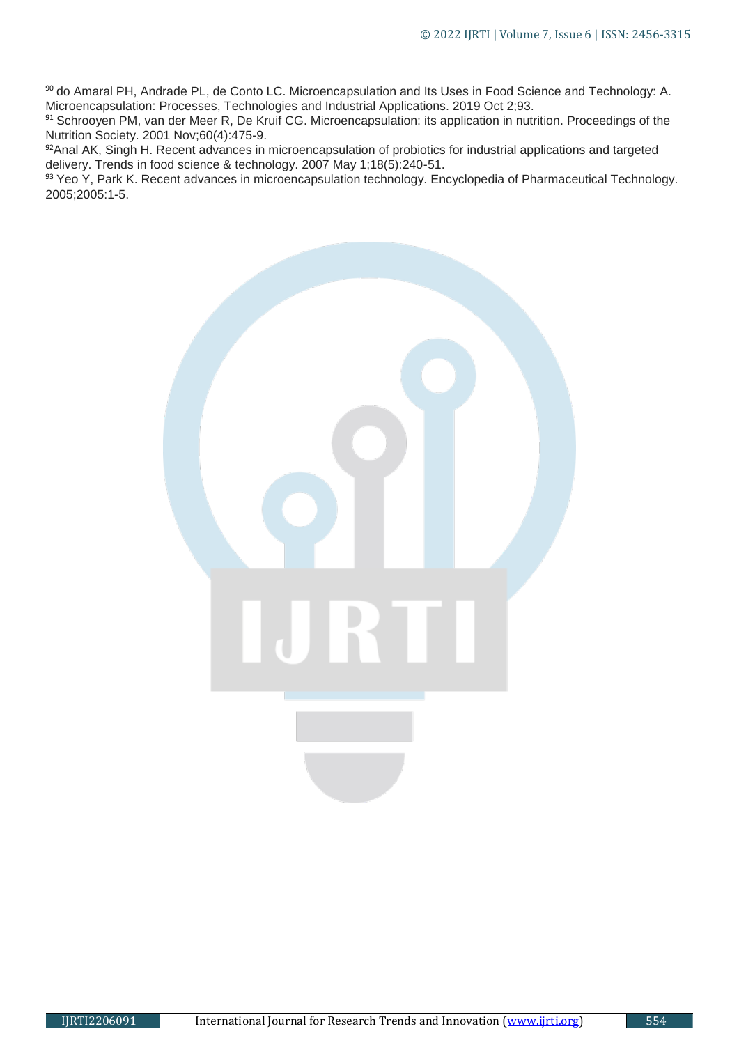[90] do Amaral PH, Andrade PL, de Conto LC. Microencapsulation and Its Uses in Food Science and Technology: A. Microencapsulation: Processes, Technologies and Industrial Applications. 2019 Oct 2;93.

[91] Schrooyen PM, van der Meer R, De Kruif CG. Microencapsulation: its application in nutrition. Proceedings of the Nutrition Society. 2001 Nov;60(4):475-9.

[92] Anal AK, Singh H. Recent advances in microencapsulation of probiotics for industrial applications and targeted delivery. Trends in food science & technology. 2007 May 1;18(5):240-51.

[93] Yeo Y, Park K. Recent advances in microencapsulation technology. Encyclopedia of Pharmaceutical Technology. 2005;2005:1-5.